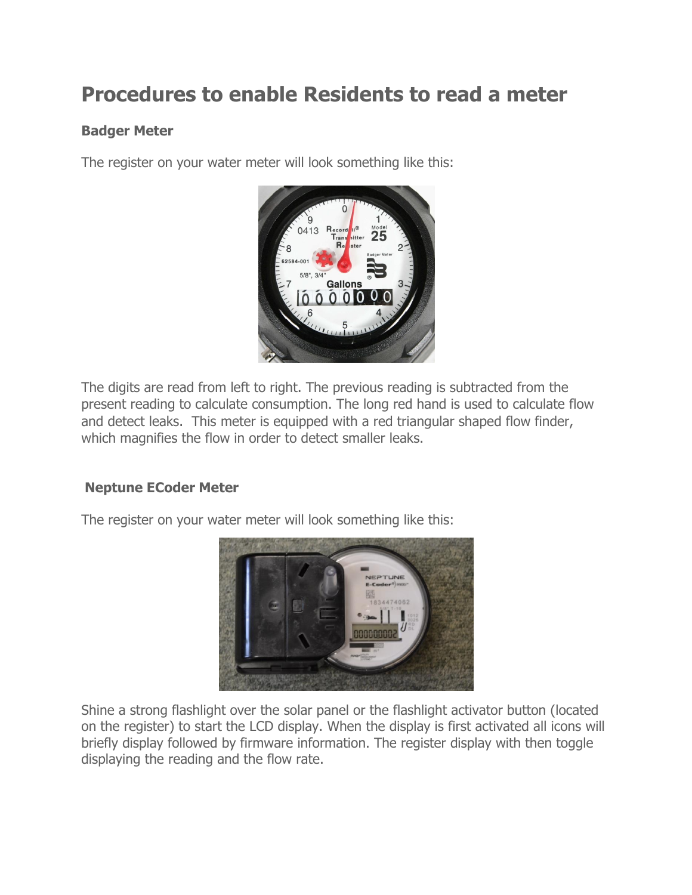# Procedures to enable Residents to read a meter

### Badger Meter

The register on your water meter will look something like this:

The digits are read from left to right. The previous reading is subtracted from the present reading to calculate consumption. The long red hand is used to calculate flow and detect leaks. This meter is equipped with a red triangular shaped flow finder, which magnifies the flow in order to detect smaller leaks.

### Neptune ECoder Meter

The register on your water meter will look something like this:

Shine a strong flashlight over the solar panel or the flashlight activator button (located on the register) to start the LCD display. When the display is first activated all icons will briefly display followed by firmware information. The register display with then toggle displaying the reading and the flow rate.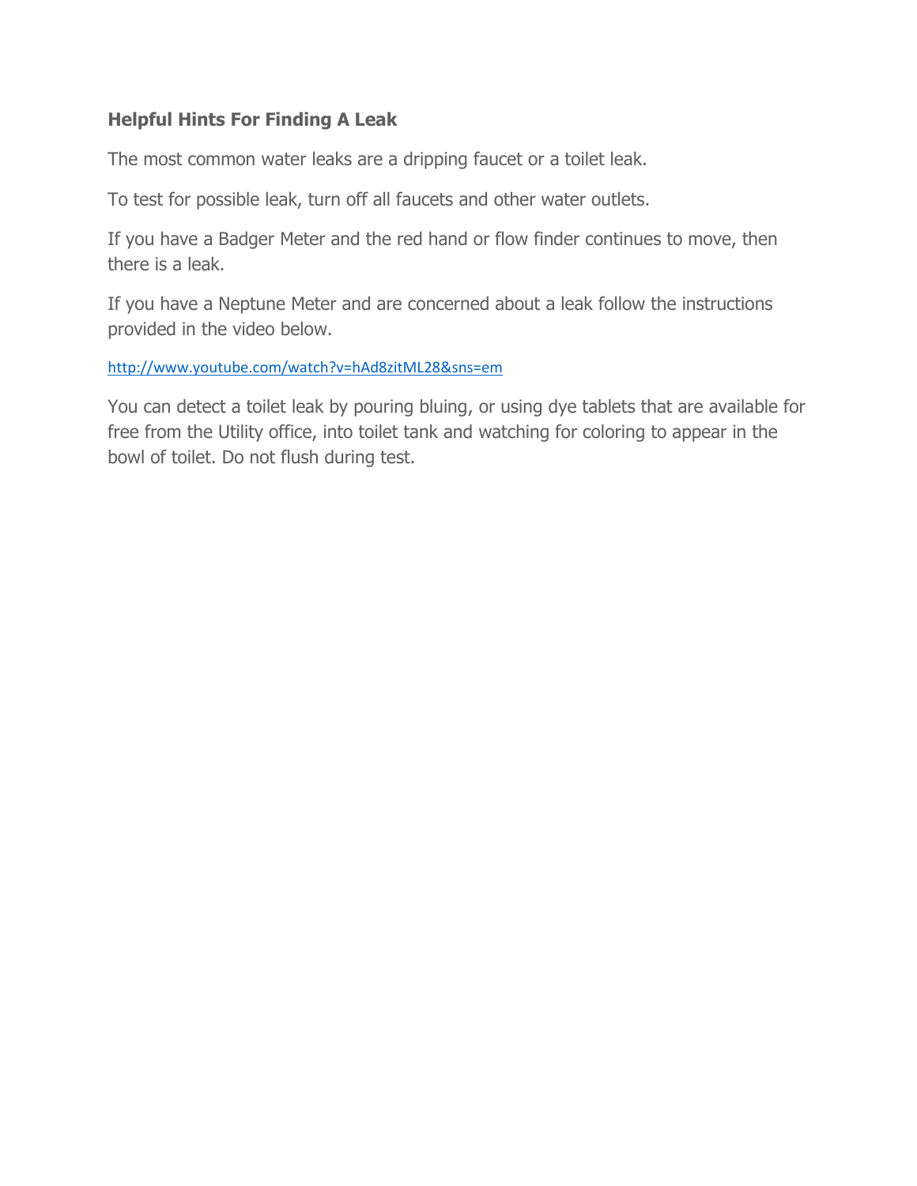**Helpful Hints For Finding A Leak**

The most common water leaks are a dripping faucet or a toilet leak.

To test for possible leak, turn off all faucets and other water outlets.

If you have a Badger Meter and the red hand or flow finder continues to move, then there is a leak.

If you have a Neptune Meter and are concerned about a leak follow the instructions provided in the video below.

http://www.youtube.com/watch?v=hAd8zitML28&sns=em

You can detect a toilet leak by pouring bluing, or using dye tablets that are available for free from the Utility office, into toilet tank and watching for coloring to appear in the bowl of toilet. Do not flush during test.